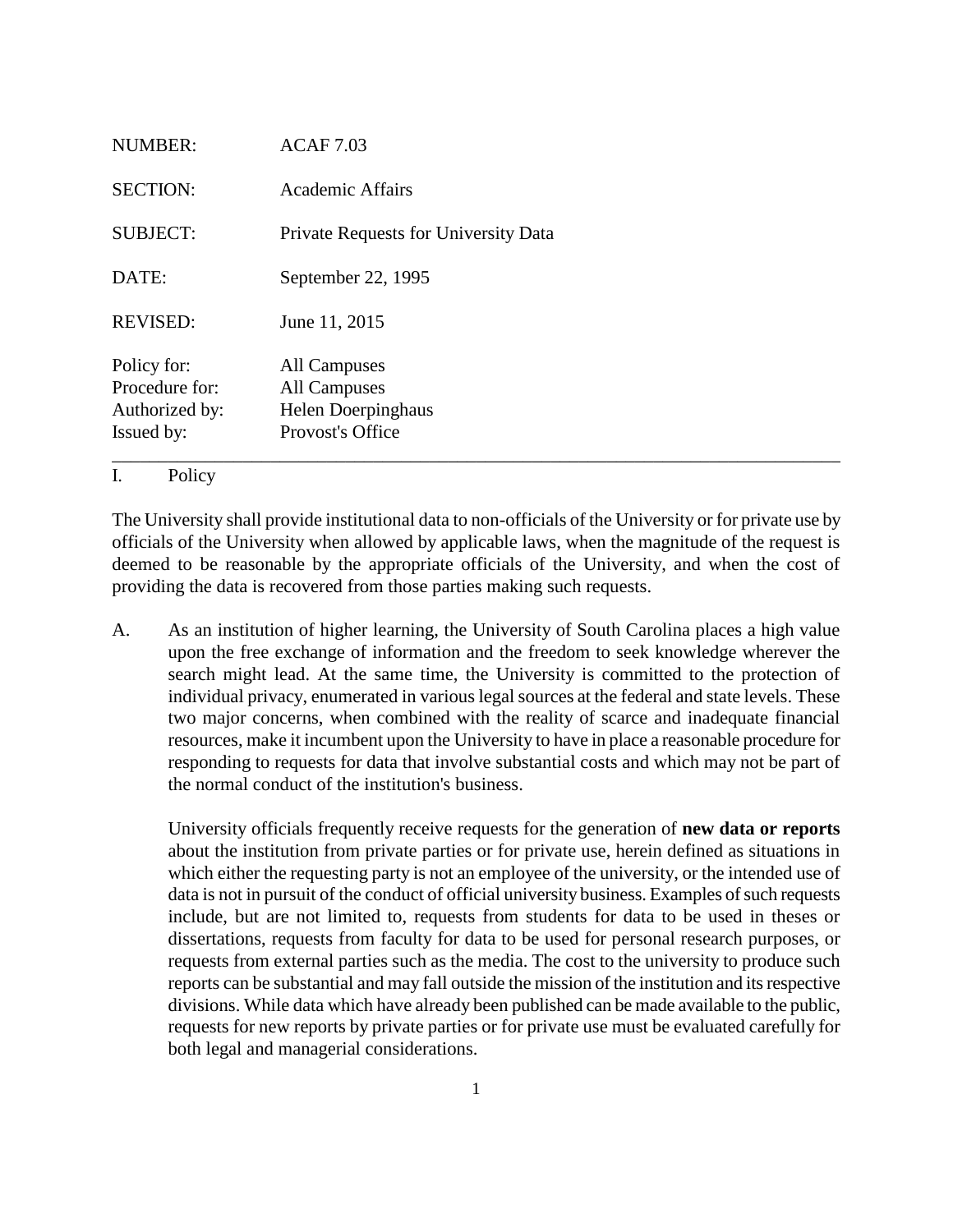| | |
|---|---|
| NUMBER: | ACAF 7.03 |
| SECTION: | Academic Affairs |
| SUBJECT: | Private Requests for University Data |
| DATE: | September 22, 1995 |
| REVISED: | June 11, 2015 |
| Policy for: | All Campuses |
| Procedure for: | All Campuses |
| Authorized by: | Helen Doerpinghaus |
| Issued by: | Provost's Office |

---

## I. Policy

The University shall provide institutional data to non-officials of the University or for private use by officials of the University when allowed by applicable laws, when the magnitude of the request is deemed to be reasonable by the appropriate officials of the University, and when the cost of providing the data is recovered from those parties making such requests.

A. As an institution of higher learning, the University of South Carolina places a high value upon the free exchange of information and the freedom to seek knowledge wherever the search might lead. At the same time, the University is committed to the protection of individual privacy, enumerated in various legal sources at the federal and state levels. These two major concerns, when combined with the reality of scarce and inadequate financial resources, make it incumbent upon the University to have in place a reasonable procedure for responding to requests for data that involve substantial costs and which may not be part of the normal conduct of the institution's business.

   University officials frequently receive requests for the generation of **new data or reports** about the institution from private parties or for private use, herein defined as situations in which either the requesting party is not an employee of the university, or the intended use of data is not in pursuit of the conduct of official university business. Examples of such requests include, but are not limited to, requests from students for data to be used in theses or dissertations, requests from faculty for data to be used for personal research purposes, or requests from external parties such as the media. The cost to the university to produce such reports can be substantial and may fall outside the mission of the institution and its respective divisions. While data which have already been published can be made available to the public, requests for new reports by private parties or for private use must be evaluated carefully for both legal and managerial considerations.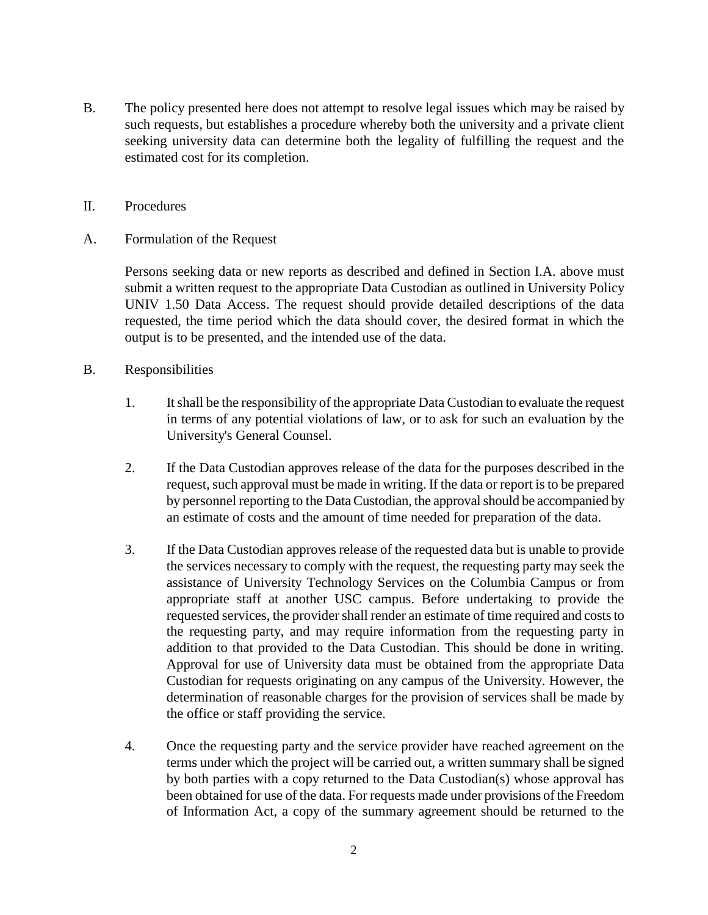B. The policy presented here does not attempt to resolve legal issues which may be raised by such requests, but establishes a procedure whereby both the university and a private client seeking university data can determine both the legality of fulfilling the request and the estimated cost for its completion.

## II. Procedures

### A. Formulation of the Request

Persons seeking data or new reports as described and defined in Section I.A. above must submit a written request to the appropriate Data Custodian as outlined in University Policy UNIV 1.50 Data Access. The request should provide detailed descriptions of the data requested, the time period which the data should cover, the desired format in which the output is to be presented, and the intended use of the data.

### B. Responsibilities

1. It shall be the responsibility of the appropriate Data Custodian to evaluate the request in terms of any potential violations of law, or to ask for such an evaluation by the University's General Counsel.

2. If the Data Custodian approves release of the data for the purposes described in the request, such approval must be made in writing. If the data or report is to be prepared by personnel reporting to the Data Custodian, the approval should be accompanied by an estimate of costs and the amount of time needed for preparation of the data.

3. If the Data Custodian approves release of the requested data but is unable to provide the services necessary to comply with the request, the requesting party may seek the assistance of University Technology Services on the Columbia Campus or from appropriate staff at another USC campus. Before undertaking to provide the requested services, the provider shall render an estimate of time required and costs to the requesting party, and may require information from the requesting party in addition to that provided to the Data Custodian. This should be done in writing. Approval for use of University data must be obtained from the appropriate Data Custodian for requests originating on any campus of the University. However, the determination of reasonable charges for the provision of services shall be made by the office or staff providing the service.

4. Once the requesting party and the service provider have reached agreement on the terms under which the project will be carried out, a written summary shall be signed by both parties with a copy returned to the Data Custodian(s) whose approval has been obtained for use of the data. For requests made under provisions of the Freedom of Information Act, a copy of the summary agreement should be returned to the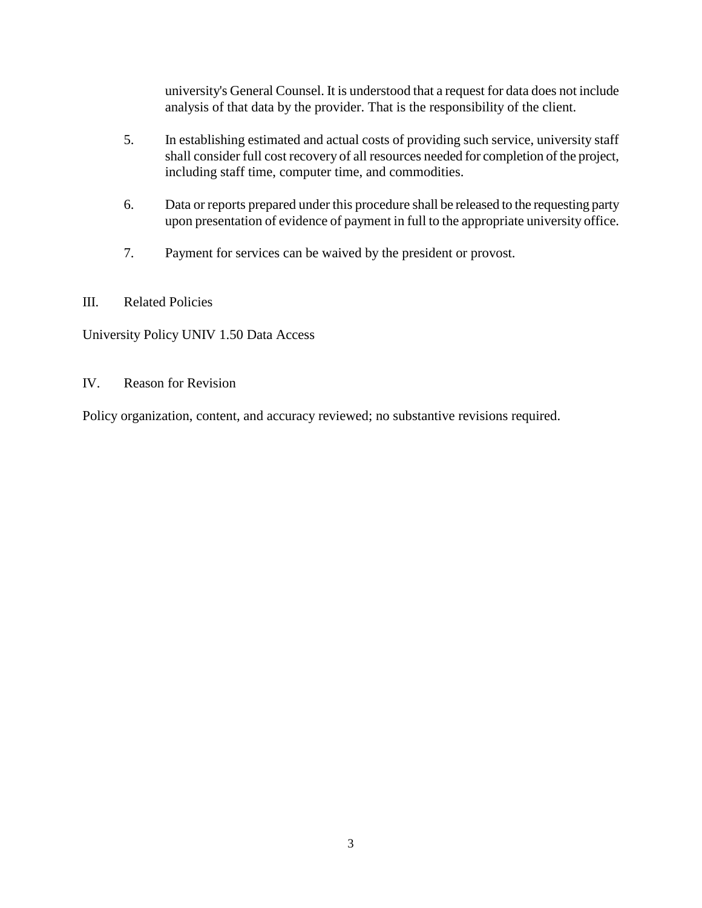university's General Counsel. It is understood that a request for data does not include analysis of that data by the provider. That is the responsibility of the client.

5. In establishing estimated and actual costs of providing such service, university staff shall consider full cost recovery of all resources needed for completion of the project, including staff time, computer time, and commodities.

6. Data or reports prepared under this procedure shall be released to the requesting party upon presentation of evidence of payment in full to the appropriate university office.

7. Payment for services can be waived by the president or provost.

## III. Related Policies

University Policy UNIV 1.50 Data Access

## IV. Reason for Revision

Policy organization, content, and accuracy reviewed; no substantive revisions required.